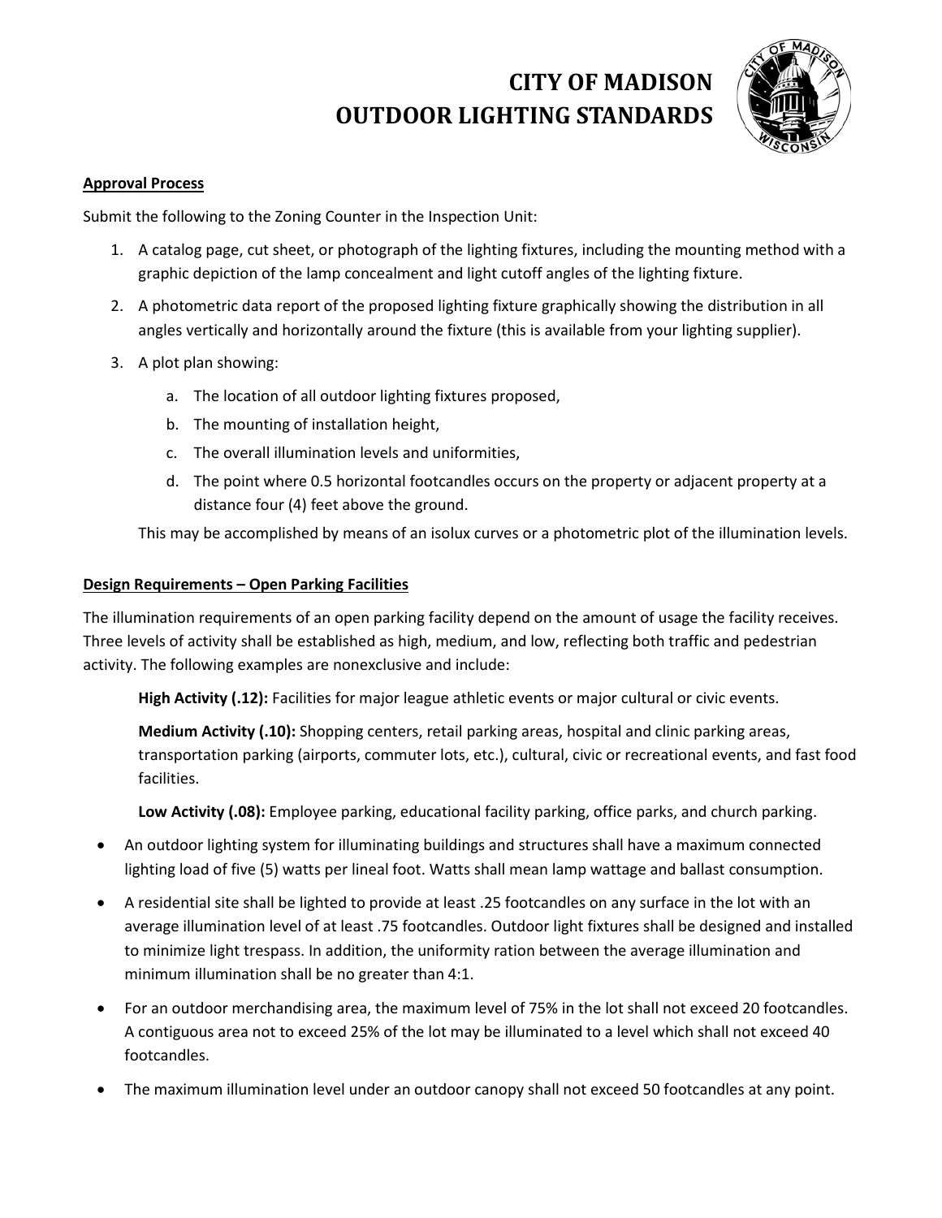# CITY OF MADISON OUTDOOR LIGHTING STANDARDS

## Approval Process

Submit the following to the Zoning Counter in the Inspection Unit:

1. A catalog page, cut sheet, or photograph of the lighting fixtures, including the mounting method with a graphic depiction of the lamp concealment and light cutoff angles of the lighting fixture.
2. A photometric data report of the proposed lighting fixture graphically showing the distribution in all angles vertically and horizontally around the fixture (this is available from your lighting supplier).
3. A plot plan showing:
   a. The location of all outdoor lighting fixtures proposed,
   b. The mounting of installation height,
   c. The overall illumination levels and uniformities,
   d. The point where 0.5 horizontal footcandles occurs on the property or adjacent property at a distance four (4) feet above the ground.

   This may be accomplished by means of an isolux curves or a photometric plot of the illumination levels.

## Design Requirements – Open Parking Facilities

The illumination requirements of an open parking facility depend on the amount of usage the facility receives. Three levels of activity shall be established as high, medium, and low, reflecting both traffic and pedestrian activity. The following examples are nonexclusive and include:

**High Activity (.12):** Facilities for major league athletic events or major cultural or civic events.

**Medium Activity (.10):** Shopping centers, retail parking areas, hospital and clinic parking areas, transportation parking (airports, commuter lots, etc.), cultural, civic or recreational events, and fast food facilities.

**Low Activity (.08):** Employee parking, educational facility parking, office parks, and church parking.

- An outdoor lighting system for illuminating buildings and structures shall have a maximum connected lighting load of five (5) watts per lineal foot. Watts shall mean lamp wattage and ballast consumption.
- A residential site shall be lighted to provide at least .25 footcandles on any surface in the lot with an average illumination level of at least .75 footcandles. Outdoor light fixtures shall be designed and installed to minimize light trespass. In addition, the uniformity ration between the average illumination and minimum illumination shall be no greater than 4:1.
- For an outdoor merchandising area, the maximum level of 75% in the lot shall not exceed 20 footcandles. A contiguous area not to exceed 25% of the lot may be illuminated to a level which shall not exceed 40 footcandles.
- The maximum illumination level under an outdoor canopy shall not exceed 50 footcandles at any point.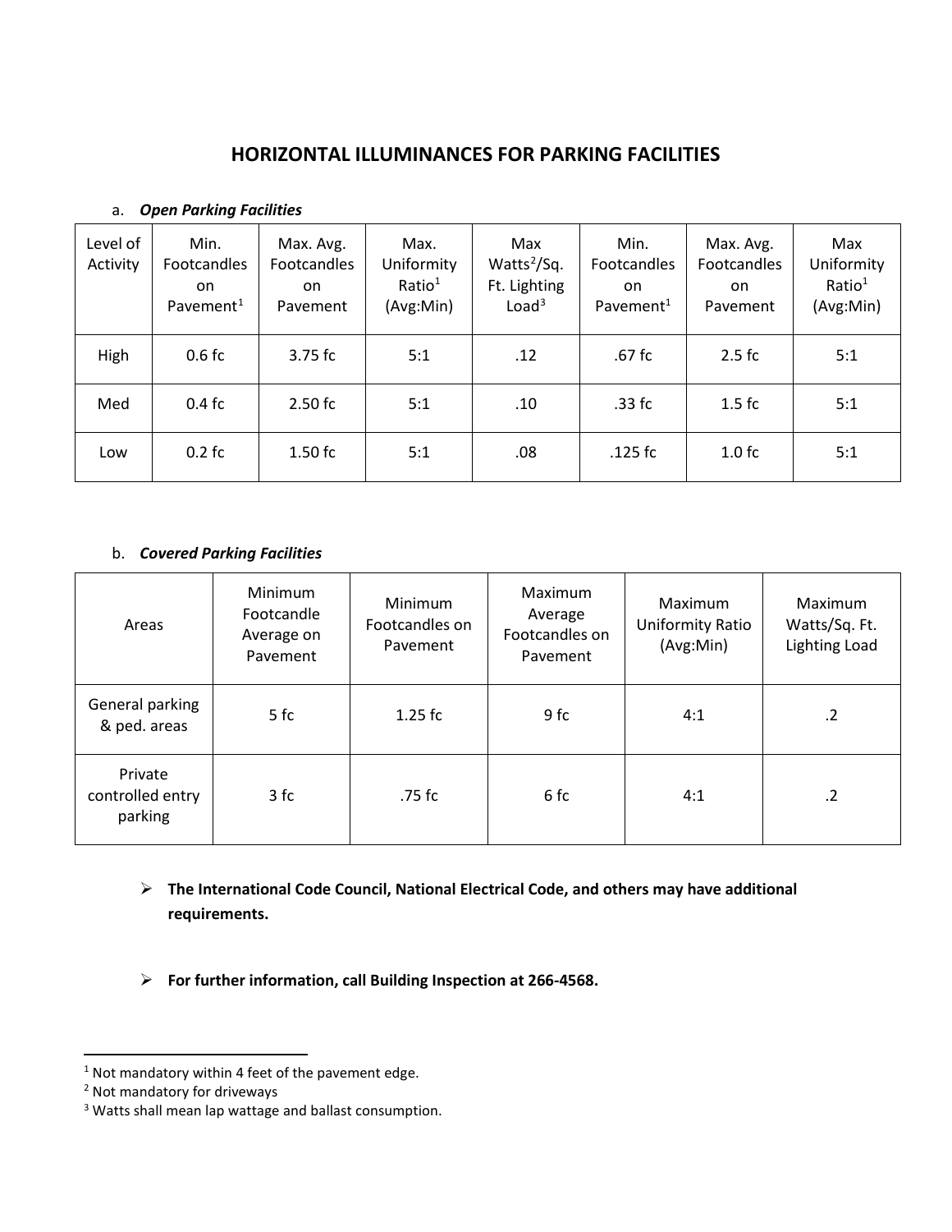## HORIZONTAL ILLUMINANCES FOR PARKING FACILITIES

a. ***Open Parking Facilities***

| Level of Activity | Min. Footcandles on Pavement[1] | Max. Avg. Footcandles on Pavement | Max. Uniformity Ratio[1] (Avg:Min) | Max Watts[2]/Sq. Ft. Lighting Load[3] | Min. Footcandles on Pavement[1] | Max. Avg. Footcandles on Pavement | Max Uniformity Ratio[1] (Avg:Min) |
|---|---|---|---|---|---|---|---|
| High | 0.6 fc | 3.75 fc | 5:1 | .12 | .67 fc | 2.5 fc | 5:1 |
| Med | 0.4 fc | 2.50 fc | 5:1 | .10 | .33 fc | 1.5 fc | 5:1 |
| Low | 0.2 fc | 1.50 fc | 5:1 | .08 | .125 fc | 1.0 fc | 5:1 |

b. ***Covered Parking Facilities***

| Areas | Minimum Footcandle Average on Pavement | Minimum Footcandles on Pavement | Maximum Average Footcandles on Pavement | Maximum Uniformity Ratio (Avg:Min) | Maximum Watts/Sq. Ft. Lighting Load |
|---|---|---|---|---|---|
| General parking & ped. areas | 5 fc | 1.25 fc | 9 fc | 4:1 | .2 |
| Private controlled entry parking | 3 fc | .75 fc | 6 fc | 4:1 | .2 |

- **The International Code Council, National Electrical Code, and others may have additional requirements.**

- **For further information, call Building Inspection at 266-4568.**

[1] Not mandatory within 4 feet of the pavement edge.
[2] Not mandatory for driveways
[3] Watts shall mean lap wattage and ballast consumption.